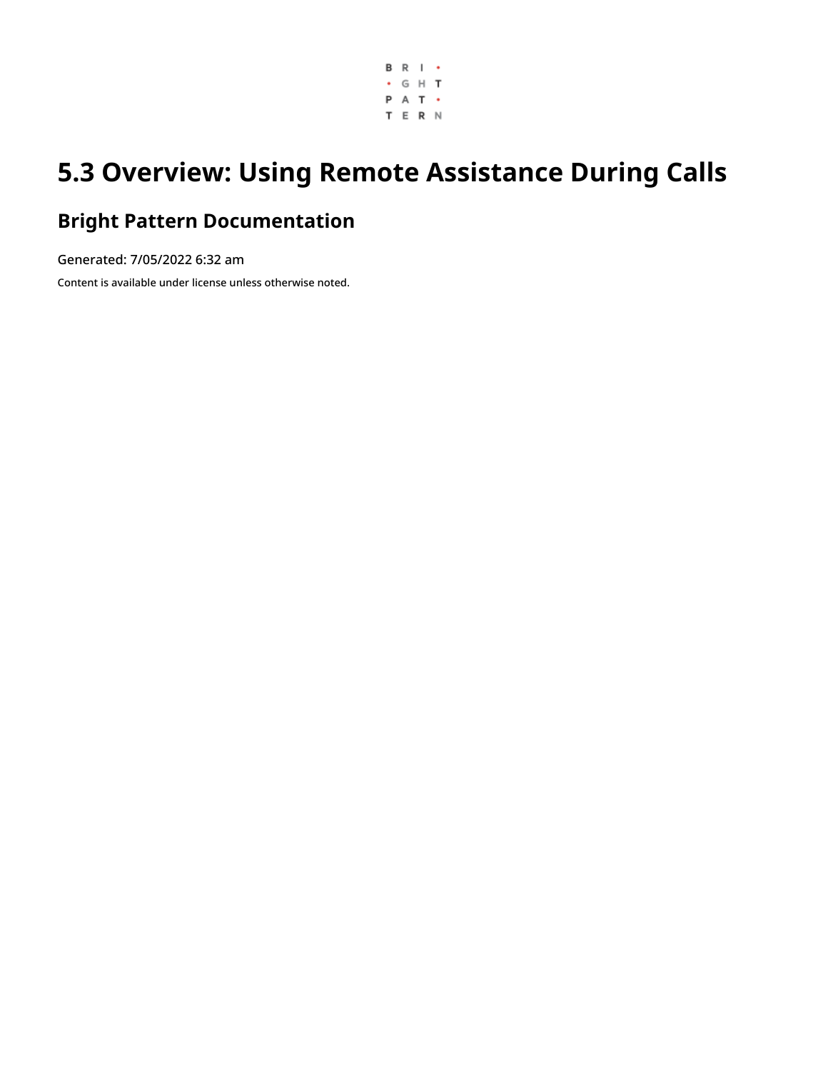# 5.3 Overview: Using Remote Assistance During Calls

## Bright Pattern Documentation

Generated: 7/05/2022 6:32 am

Content is available under license unless otherwise noted.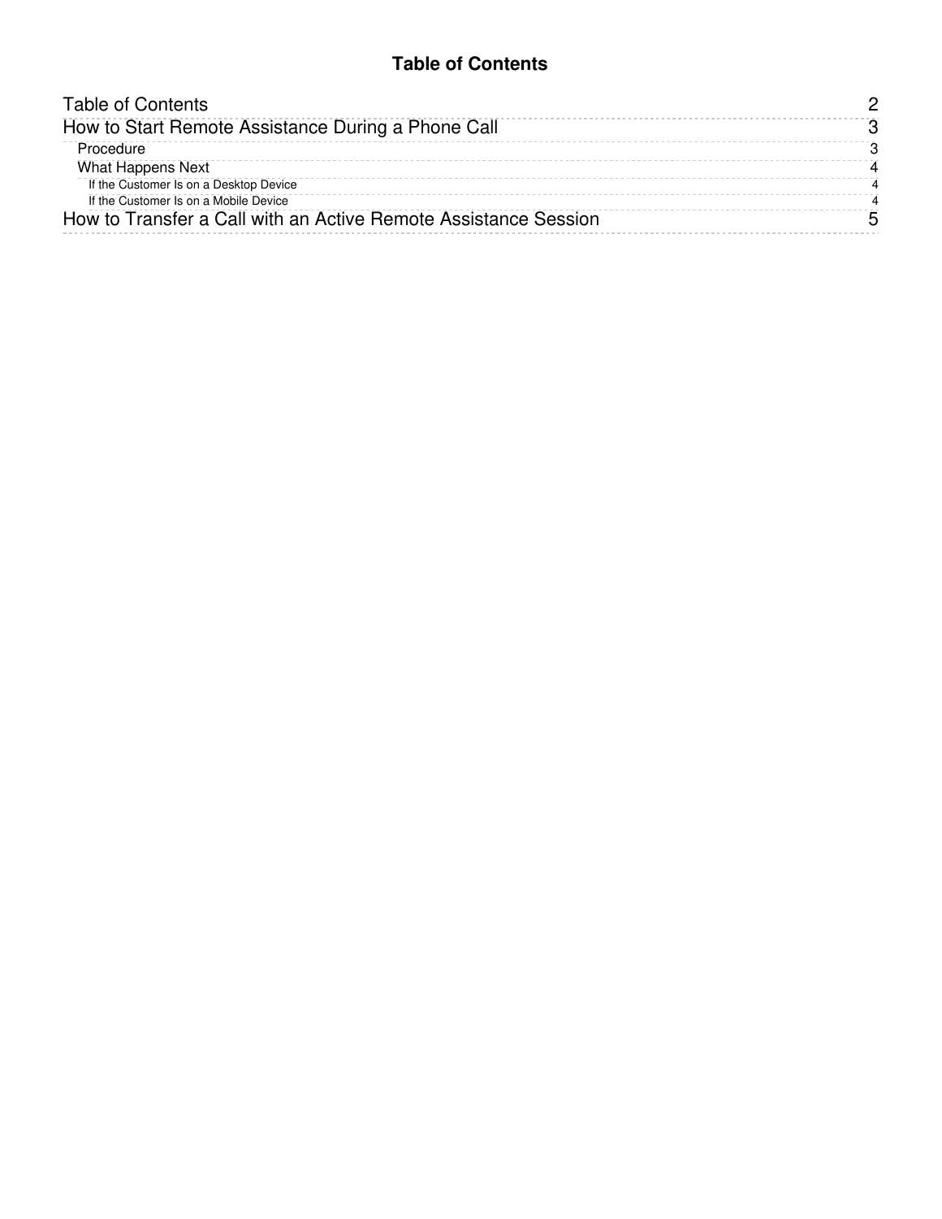# Table of Contents

- Table of Contents 2
- How to Start Remote Assistance During a Phone Call 3
  - Procedure 3
  - What Happens Next 4
    - If the Customer Is on a Desktop Device 4
    - If the Customer Is on a Mobile Device 4
- How to Transfer a Call with an Active Remote Assistance Session 5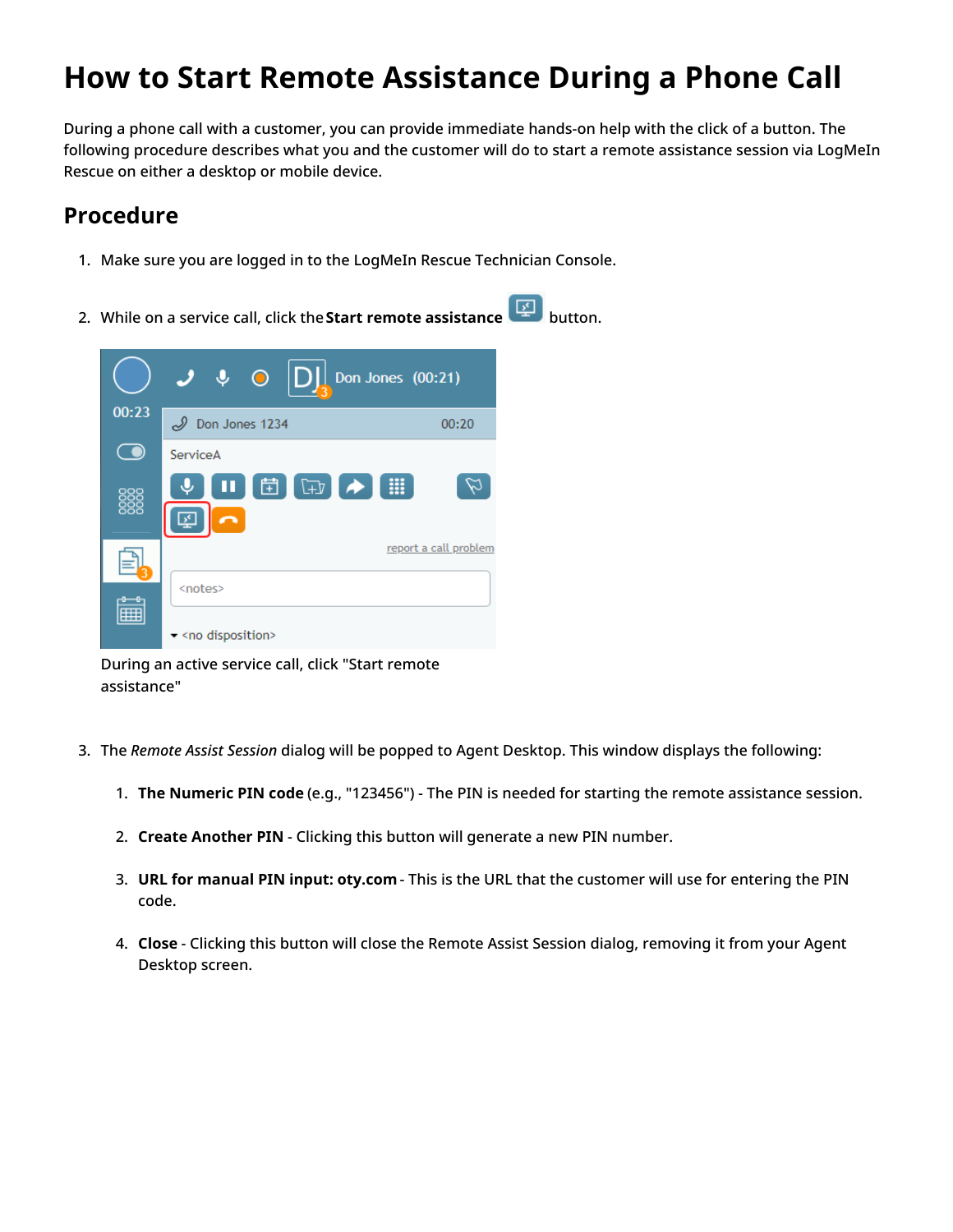# How to Start Remote Assistance During a Phone Call

During a phone call with a customer, you can provide immediate hands-on help with the click of a button. The following procedure describes what you and the customer will do to start a remote assistance session via LogMeIn Rescue on either a desktop or mobile device.

## Procedure

1. Make sure you are logged in to the LogMeIn Rescue Technician Console.

2. While on a service call, click the **Start remote assistance** button.

   During an active service call, click "Start remote assistance"

3. The *Remote Assist Session* dialog will be popped to Agent Desktop. This window displays the following:

   1. **The Numeric PIN code** (e.g., "123456") - The PIN is needed for starting the remote assistance session.

   2. **Create Another PIN** - Clicking this button will generate a new PIN number.

   3. **URL for manual PIN input: oty.com** - This is the URL that the customer will use for entering the PIN code.

   4. **Close** - Clicking this button will close the Remote Assist Session dialog, removing it from your Agent Desktop screen.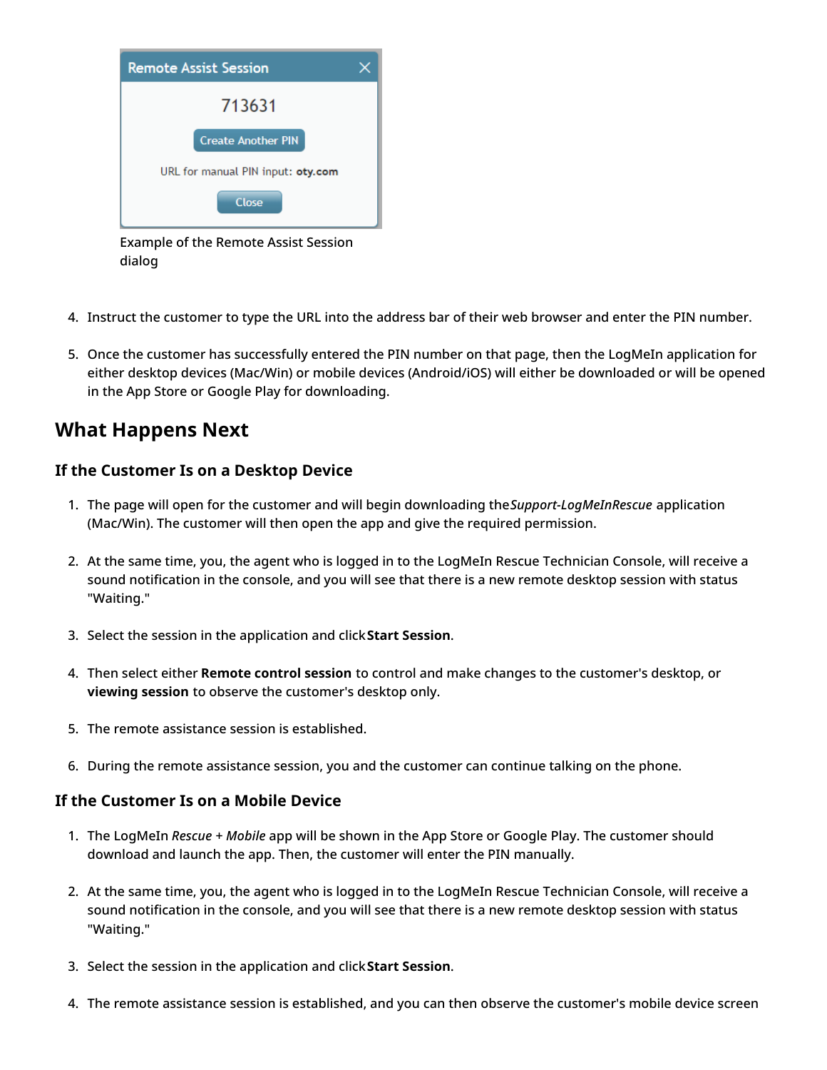Remote Assist Session

713631

Create Another PIN

URL for manual PIN input: **oty.com**

Close

Example of the Remote Assist Session dialog

4. Instruct the customer to type the URL into the address bar of their web browser and enter the PIN number.

5. Once the customer has successfully entered the PIN number on that page, then the LogMeIn application for either desktop devices (Mac/Win) or mobile devices (Android/iOS) will either be downloaded or will be opened in the App Store or Google Play for downloading.

## What Happens Next

### If the Customer Is on a Desktop Device

1. The page will open for the customer and will begin downloading the *Support-LogMeInRescue* application (Mac/Win). The customer will then open the app and give the required permission.

2. At the same time, you, the agent who is logged in to the LogMeIn Rescue Technician Console, will receive a sound notification in the console, and you will see that there is a new remote desktop session with status "Waiting."

3. Select the session in the application and click **Start Session**.

4. Then select either **Remote control session** to control and make changes to the customer's desktop, or **viewing session** to observe the customer's desktop only.

5. The remote assistance session is established.

6. During the remote assistance session, you and the customer can continue talking on the phone.

### If the Customer Is on a Mobile Device

1. The LogMeIn *Rescue + Mobile* app will be shown in the App Store or Google Play. The customer should download and launch the app. Then, the customer will enter the PIN manually.

2. At the same time, you, the agent who is logged in to the LogMeIn Rescue Technician Console, will receive a sound notification in the console, and you will see that there is a new remote desktop session with status "Waiting."

3. Select the session in the application and click **Start Session**.

4. The remote assistance session is established, and you can then observe the customer's mobile device screen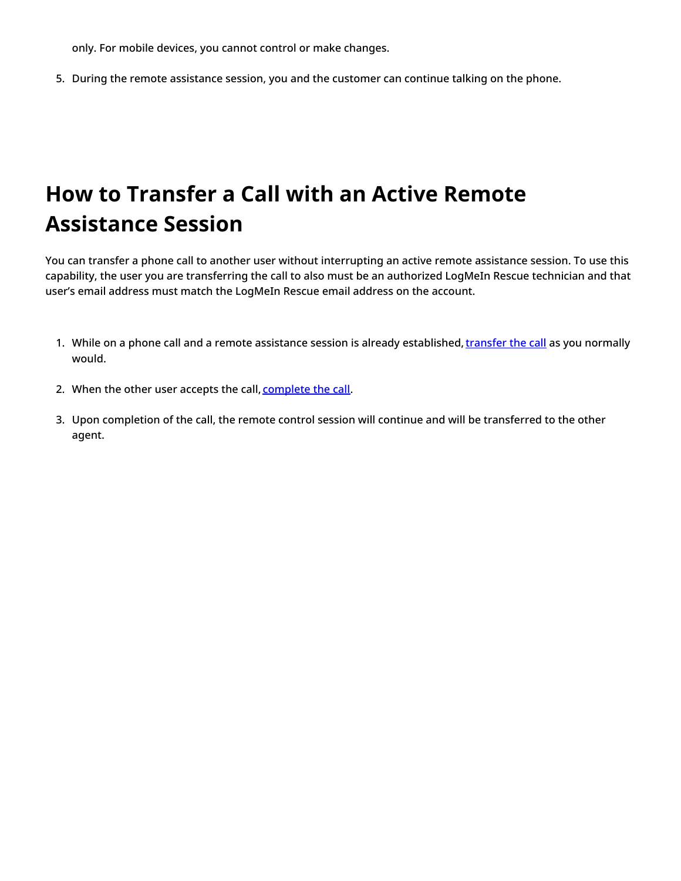only. For mobile devices, you cannot control or make changes.

5. During the remote assistance session, you and the customer can continue talking on the phone.

# How to Transfer a Call with an Active Remote Assistance Session

You can transfer a phone call to another user without interrupting an active remote assistance session. To use this capability, the user you are transferring the call to also must be an authorized LogMeIn Rescue technician and that user's email address must match the LogMeIn Rescue email address on the account.

1. While on a phone call and a remote assistance session is already established, transfer the call as you normally would.
2. When the other user accepts the call, complete the call.
3. Upon completion of the call, the remote control session will continue and will be transferred to the other agent.